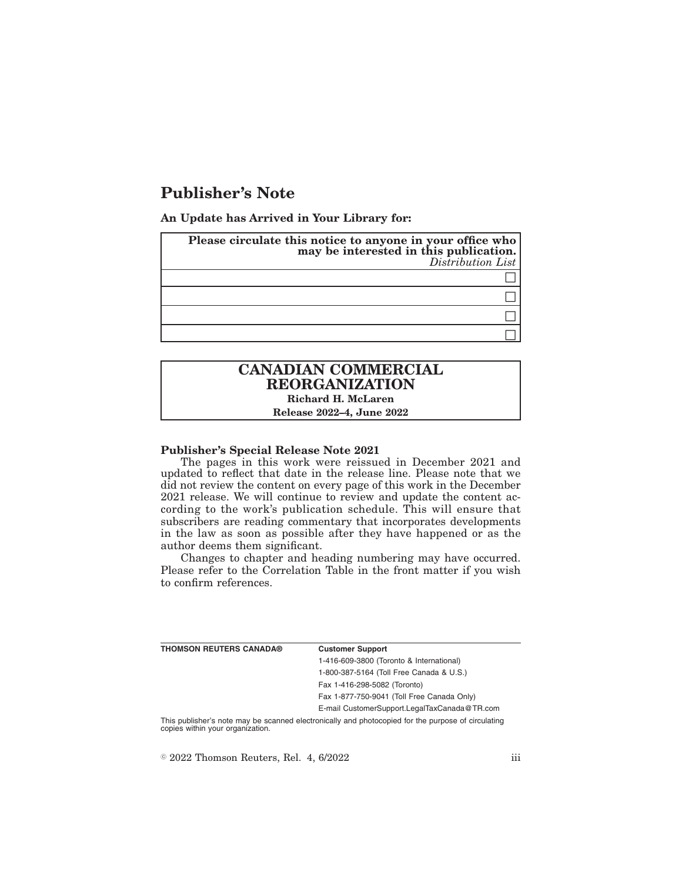# Publisher's Note

**An Update has Arrived in Your Library for:**

| **Please circulate this notice to anyone in your office who may be interested in this publication.** *Distribution List* |
|---|
| ☐ |
| ☐ |
| ☐ |
| ☐ |

**CANADIAN COMMERCIAL REORGANIZATION**
**Richard H. McLaren**
**Release 2022–4, June 2022**

**Publisher's Special Release Note 2021**

The pages in this work were reissued in December 2021 and updated to reflect that date in the release line. Please note that we did not review the content on every page of this work in the December 2021 release. We will continue to review and update the content according to the work's publication schedule. This will ensure that subscribers are reading commentary that incorporates developments in the law as soon as possible after they have happened or as the author deems them significant.

Changes to chapter and heading numbering may have occurred. Please refer to the Correlation Table in the front matter if you wish to confirm references.

| **THOMSON REUTERS CANADA®** | **Customer Support** |
|---|---|
| | 1-416-609-3800 (Toronto & International) |
| | 1-800-387-5164 (Toll Free Canada & U.S.) |
| | Fax 1-416-298-5082 (Toronto) |
| | Fax 1-877-750-9041 (Toll Free Canada Only) |
| | E-mail CustomerSupport.LegalTaxCanada@TR.com |

This publisher's note may be scanned electronically and photocopied for the purpose of circulating copies within your organization.

© 2022 Thomson Reuters, Rel. 4, 6/2022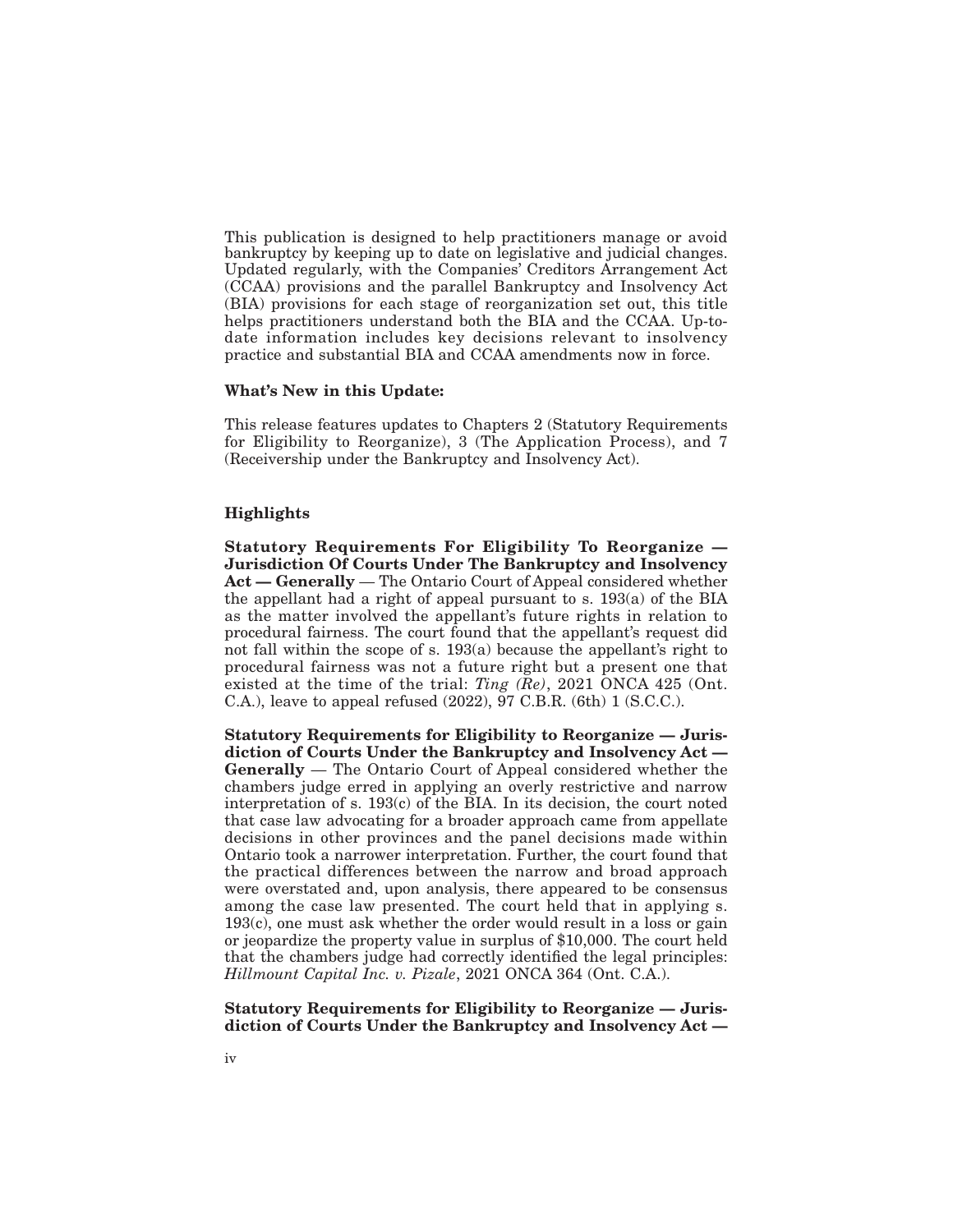This publication is designed to help practitioners manage or avoid bankruptcy by keeping up to date on legislative and judicial changes. Updated regularly, with the Companies' Creditors Arrangement Act (CCAA) provisions and the parallel Bankruptcy and Insolvency Act (BIA) provisions for each stage of reorganization set out, this title helps practitioners understand both the BIA and the CCAA. Up-to-date information includes key decisions relevant to insolvency practice and substantial BIA and CCAA amendments now in force.

**What's New in this Update:**

This release features updates to Chapters 2 (Statutory Requirements for Eligibility to Reorganize), 3 (The Application Process), and 7 (Receivership under the Bankruptcy and Insolvency Act).

**Highlights**

**Statutory Requirements For Eligibility To Reorganize — Jurisdiction Of Courts Under The Bankruptcy and Insolvency Act — Generally** — The Ontario Court of Appeal considered whether the appellant had a right of appeal pursuant to s. 193(a) of the BIA as the matter involved the appellant's future rights in relation to procedural fairness. The court found that the appellant's request did not fall within the scope of s. 193(a) because the appellant's right to procedural fairness was not a future right but a present one that existed at the time of the trial: *Ting (Re)*, 2021 ONCA 425 (Ont. C.A.), leave to appeal refused (2022), 97 C.B.R. (6th) 1 (S.C.C.).

**Statutory Requirements for Eligibility to Reorganize — Jurisdiction of Courts Under the Bankruptcy and Insolvency Act — Generally** — The Ontario Court of Appeal considered whether the chambers judge erred in applying an overly restrictive and narrow interpretation of s. 193(c) of the BIA. In its decision, the court noted that case law advocating for a broader approach came from appellate decisions in other provinces and the panel decisions made within Ontario took a narrower interpretation. Further, the court found that the practical differences between the narrow and broad approach were overstated and, upon analysis, there appeared to be consensus among the case law presented. The court held that in applying s. 193(c), one must ask whether the order would result in a loss or gain or jeopardize the property value in surplus of $10,000. The court held that the chambers judge had correctly identified the legal principles: *Hillmount Capital Inc. v. Pizale*, 2021 ONCA 364 (Ont. C.A.).

**Statutory Requirements for Eligibility to Reorganize — Jurisdiction of Courts Under the Bankruptcy and Insolvency Act —**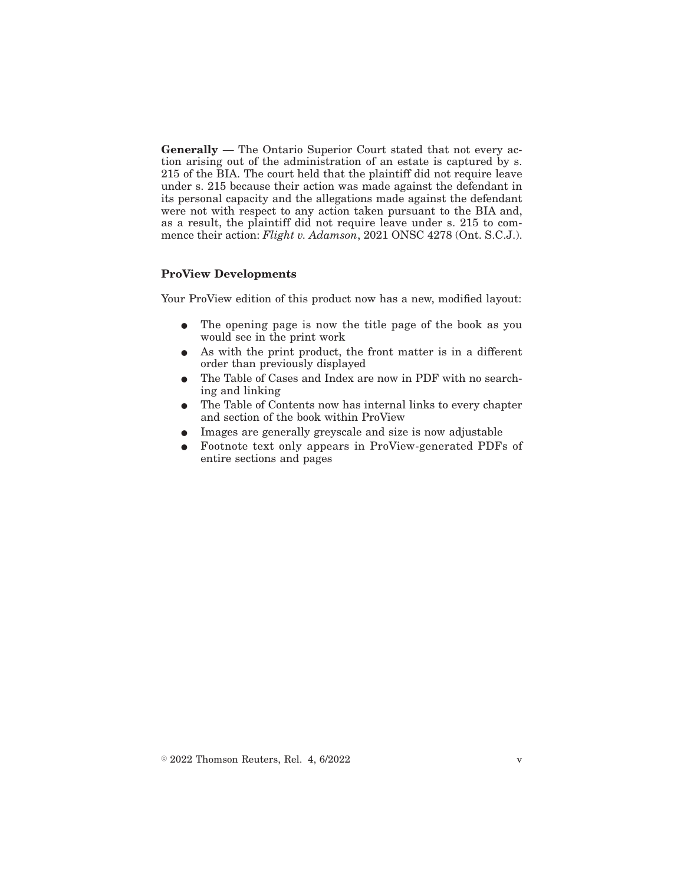**Generally** — The Ontario Superior Court stated that not every action arising out of the administration of an estate is captured by s. 215 of the BIA. The court held that the plaintiff did not require leave under s. 215 because their action was made against the defendant in its personal capacity and the allegations made against the defendant were not with respect to any action taken pursuant to the BIA and, as a result, the plaintiff did not require leave under s. 215 to commence their action: *Flight v. Adamson*, 2021 ONSC 4278 (Ont. S.C.J.).

**ProView Developments**

Your ProView edition of this product now has a new, modified layout:

- The opening page is now the title page of the book as you would see in the print work
- As with the print product, the front matter is in a different order than previously displayed
- The Table of Cases and Index are now in PDF with no searching and linking
- The Table of Contents now has internal links to every chapter and section of the book within ProView
- Images are generally greyscale and size is now adjustable
- Footnote text only appears in ProView-generated PDFs of entire sections and pages